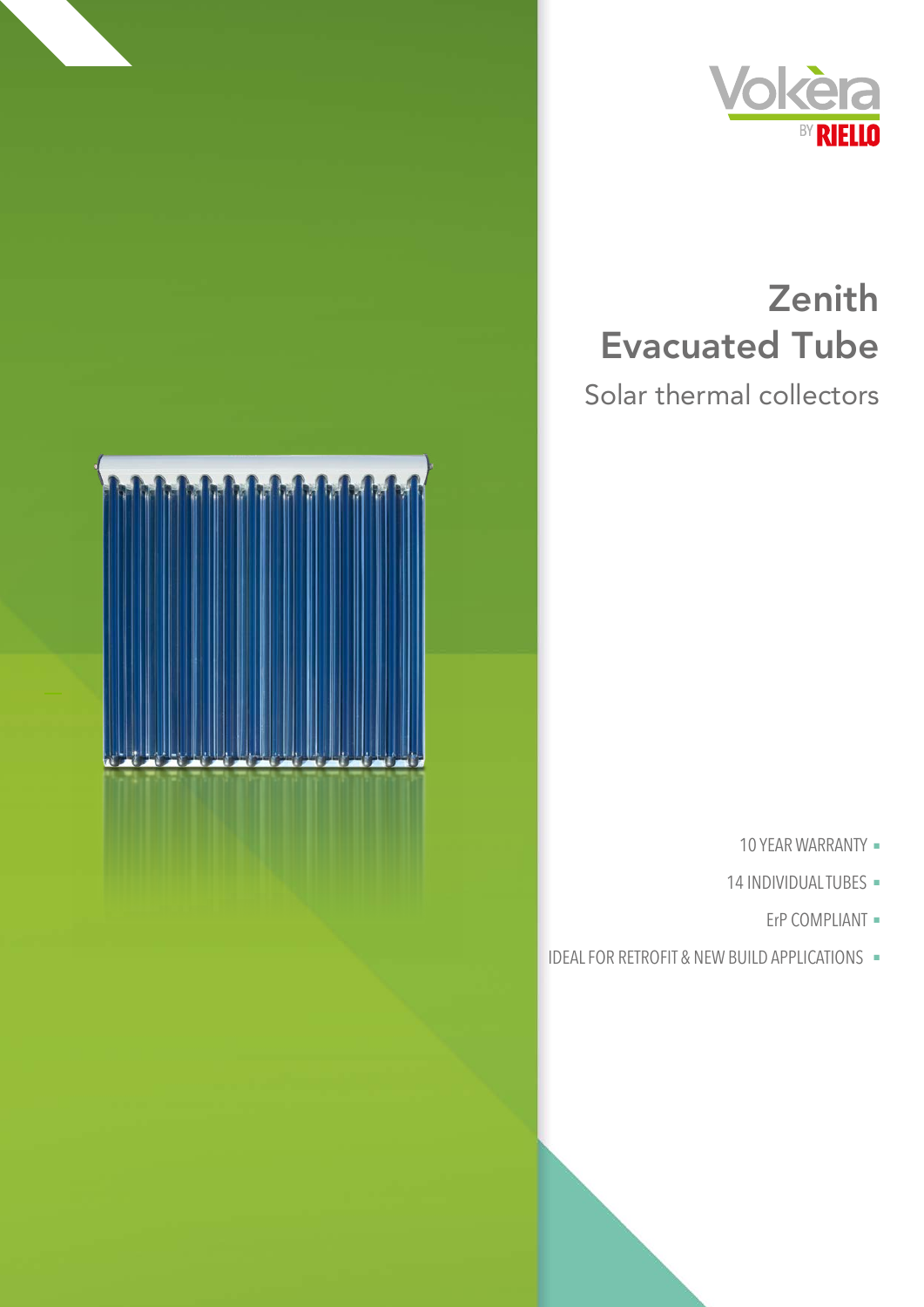Vokèra BY RIELLO

# Zenith Evacuated Tube

## Solar thermal collectors

- 10 YEAR WARRANTY
- 14 INDIVIDUAL TUBES
- ErP COMPLIANT
- IDEAL FOR RETROFIT & NEW BUILD APPLICATIONS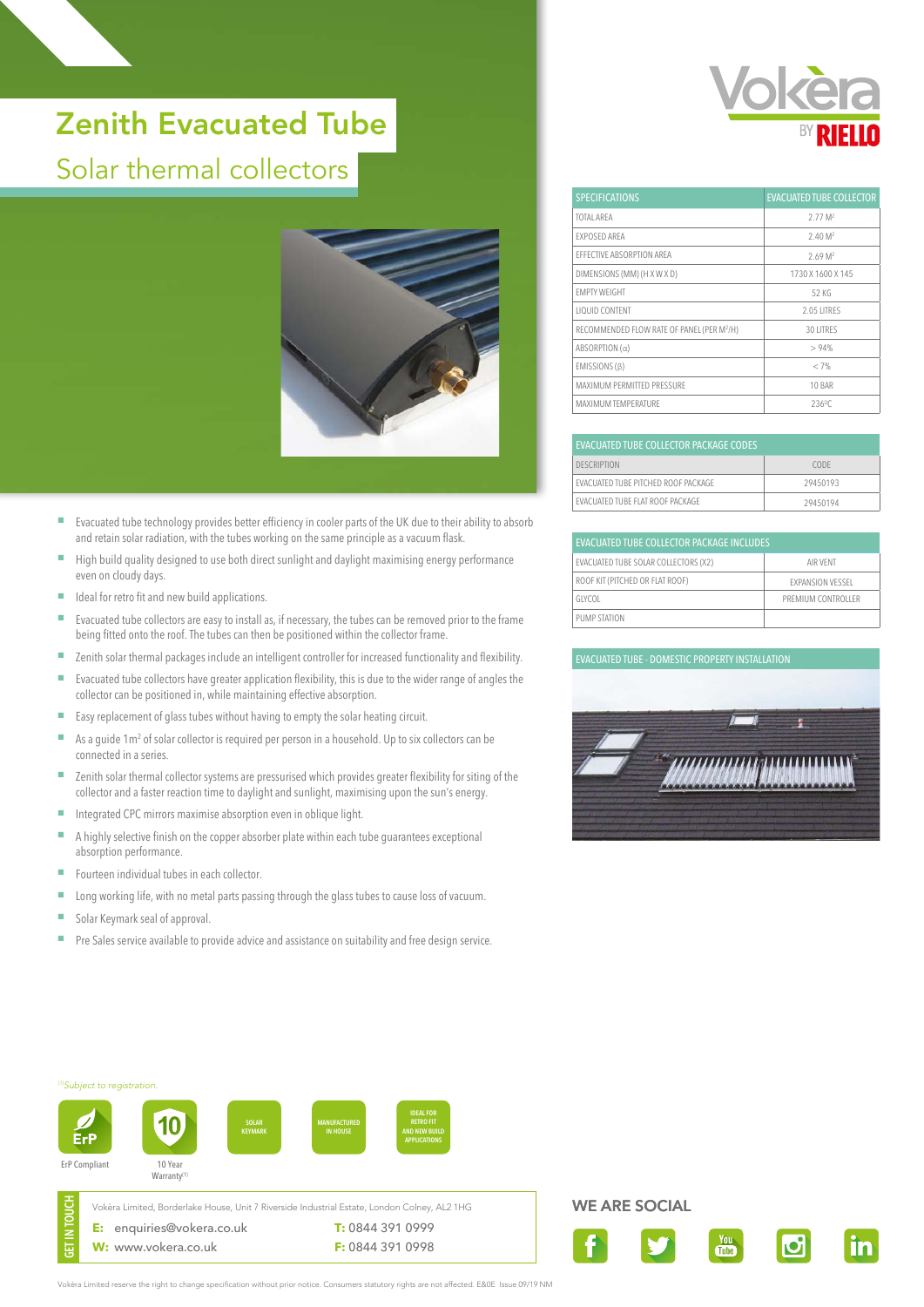# Zenith Evacuated Tube

## Solar thermal collectors

| SPECIFICATIONS | EVACUATED TUBE COLLECTOR |
|---|---|
| TOTAL AREA | 2.77 M² |
| EXPOSED AREA | 2.40 M² |
| EFFECTIVE ABSORPTION AREA | 2.69 M² |
| DIMENSIONS (MM) (H X W X D) | 1730 X 1600 X 145 |
| EMPTY WEIGHT | 52 KG |
| LIQUID CONTENT | 2.05 LITRES |
| RECOMMENDED FLOW RATE OF PANEL (PER M²/H) | 30 LITRES |
| ABSORPTION (α) | > 94% |
| EMISSIONS (β) | < 7% |
| MAXIMUM PERMITTED PRESSURE | 10 BAR |
| MAXIMUM TEMPERATURE | 236ºC |

| EVACUATED TUBE COLLECTOR PACKAGE CODES | |
|---|---|
| DESCRIPTION | CODE |
| EVACUATED TUBE PITCHED ROOF PACKAGE | 29450193 |
| EVACUATED TUBE FLAT ROOF PACKAGE | 29450194 |

| EVACUATED TUBE COLLECTOR PACKAGE INCLUDES | |
|---|---|
| EVACUATED TUBE SOLAR COLLECTORS (X2) | AIR VENT |
| ROOF KIT (PITCHED OR FLAT ROOF) | EXPANSION VESSEL |
| GLYCOL | PREMIUM CONTROLLER |
| PUMP STATION | |

EVACUATED TUBE - DOMESTIC PROPERTY INSTALLATION

- Evacuated tube technology provides better efficiency in cooler parts of the UK due to their ability to absorb and retain solar radiation, with the tubes working on the same principle as a vacuum flask.
- High build quality designed to use both direct sunlight and daylight maximising energy performance even on cloudy days.
- Ideal for retro fit and new build applications.
- Evacuated tube collectors are easy to install as, if necessary, the tubes can be removed prior to the frame being fitted onto the roof. The tubes can then be positioned within the collector frame.
- Zenith solar thermal packages include an intelligent controller for increased functionality and flexibility.
- Evacuated tube collectors have greater application flexibility, this is due to the wider range of angles the collector can be positioned in, while maintaining effective absorption.
- Easy replacement of glass tubes without having to empty the solar heating circuit.
- As a guide 1m² of solar collector is required per person in a household. Up to six collectors can be connected in a series.
- Zenith solar thermal collector systems are pressurised which provides greater flexibility for siting of the collector and a faster reaction time to daylight and sunlight, maximising upon the sun's energy.
- Integrated CPC mirrors maximise absorption even in oblique light.
- A highly selective finish on the copper absorber plate within each tube guarantees exceptional absorption performance.
- Fourteen individual tubes in each collector.
- Long working life, with no metal parts passing through the glass tubes to cause loss of vacuum.
- Solar Keymark seal of approval.
- Pre Sales service available to provide advice and assistance on suitability and free design service.

*[1]Subject to registration.*

ErP Compliant | 10 Year Warranty[1] | SOLAR KEYMARK | MANUFACTURED IN HOUSE | IDEAL FOR RETRO FIT AND NEW BUILD APPLICATIONS

**GET IN TOUCH**

Vokèra Limited, Borderlake House, Unit 7 Riverside Industrial Estate, London Colney, AL2 1HG

**E:** enquiries@vokera.co.uk
**T:** 0844 391 0999
**W:** www.vokera.co.uk
**F:** 0844 391 0998

## WE ARE SOCIAL

Vokèra Limited reserve the right to change specification without prior notice. Consumers statutory rights are not affected. E&OE Issue 09/19 NM